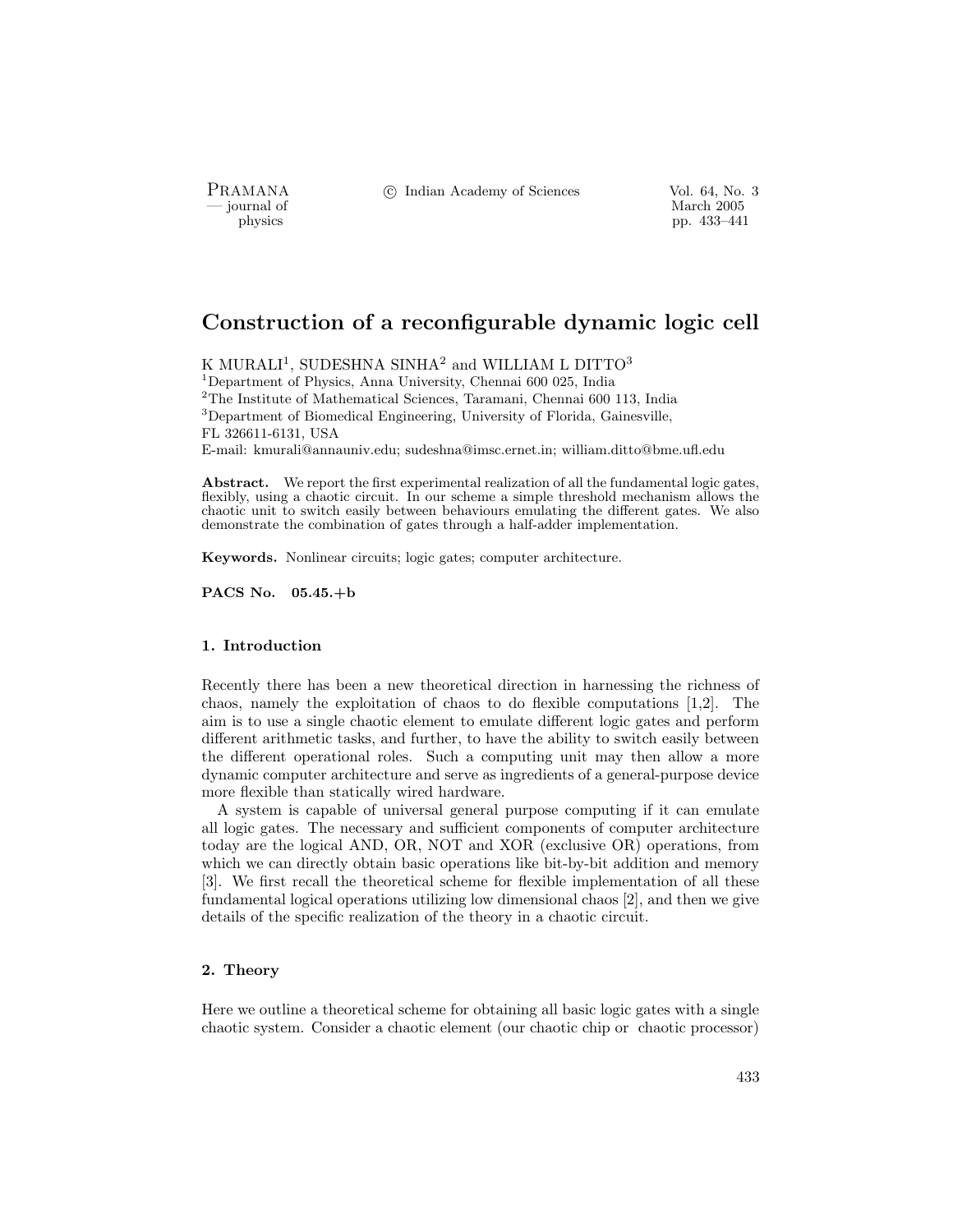# Construction of a reconfigurable dynamic logic cell

K MURALI[1], SUDESHNA SINHA[2] and WILLIAM L DITTO[3]

[1]Department of Physics, Anna University, Chennai 600 025, India
[2]The Institute of Mathematical Sciences, Taramani, Chennai 600 113, India
[3]Department of Biomedical Engineering, University of Florida, Gainesville, FL 326611-6131, USA

E-mail: kmurali@annauniv.edu; sudeshna@imsc.ernet.in; william.ditto@bme.ufl.edu

**Abstract.** We report the first experimental realization of all the fundamental logic gates, flexibly, using a chaotic circuit. In our scheme a simple threshold mechanism allows the chaotic unit to switch easily between behaviours emulating the different gates. We also demonstrate the combination of gates through a half-adder implementation.

**Keywords.** Nonlinear circuits; logic gates; computer architecture.

**PACS No. 05.45.+b**

## 1. Introduction

Recently there has been a new theoretical direction in harnessing the richness of chaos, namely the exploitation of chaos to do flexible computations [1,2]. The aim is to use a single chaotic element to emulate different logic gates and perform different arithmetic tasks, and further, to have the ability to switch easily between the different operational roles. Such a computing unit may then allow a more dynamic computer architecture and serve as ingredients of a general-purpose device more flexible than statically wired hardware.

A system is capable of universal general purpose computing if it can emulate all logic gates. The necessary and sufficient components of computer architecture today are the logical AND, OR, NOT and XOR (exclusive OR) operations, from which we can directly obtain basic operations like bit-by-bit addition and memory [3]. We first recall the theoretical scheme for flexible implementation of all these fundamental logical operations utilizing low dimensional chaos [2], and then we give details of the specific realization of the theory in a chaotic circuit.

## 2. Theory

Here we outline a theoretical scheme for obtaining all basic logic gates with a single chaotic system. Consider a chaotic element (our chaotic chip or chaotic processor)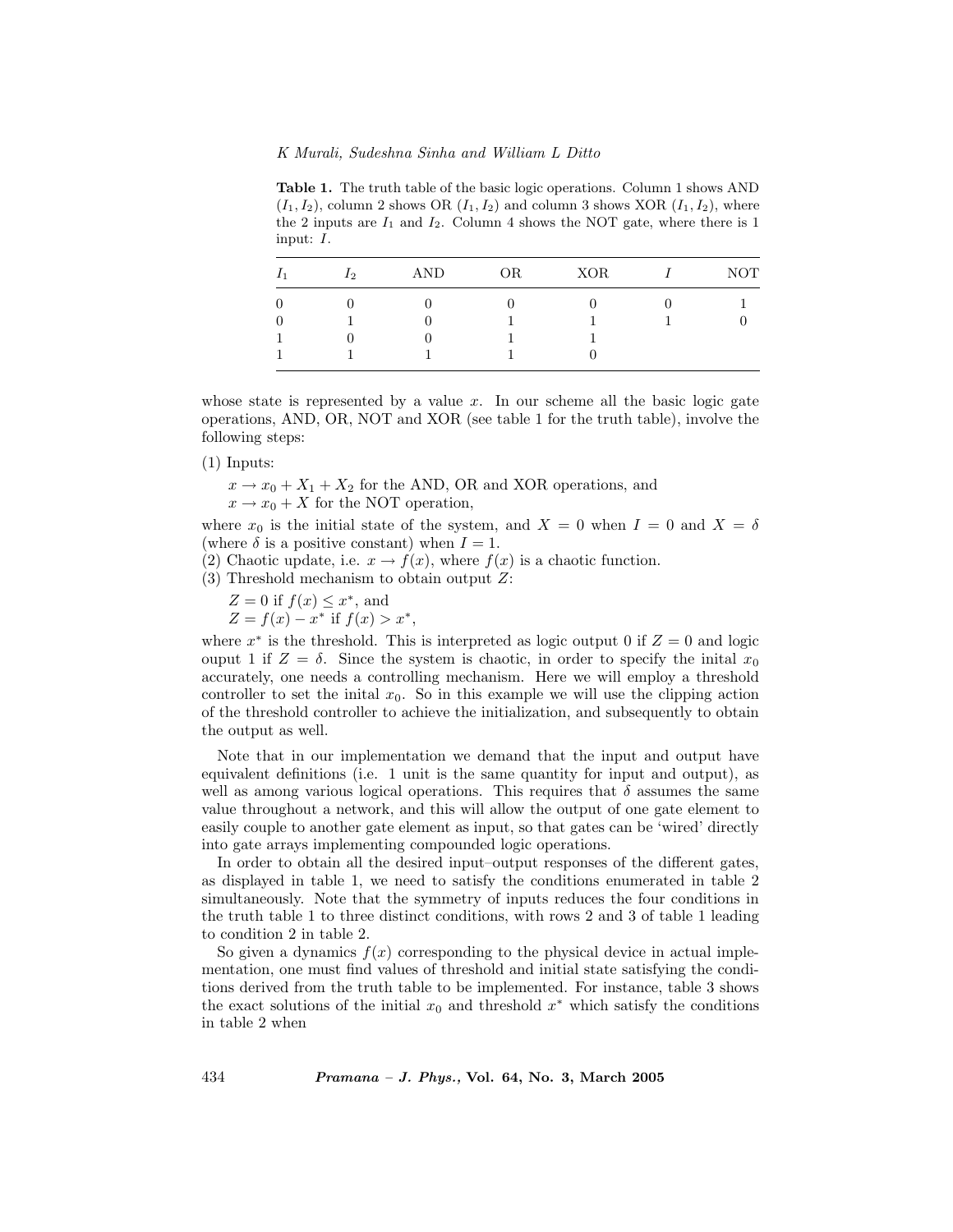**Table 1.** The truth table of the basic logic operations. Column 1 shows AND $(I_1, I_2)$, column 2 shows OR $(I_1, I_2)$ and column 3 shows XOR $(I_1, I_2)$, where the 2 inputs are $I_1$ and $I_2$. Column 4 shows the NOT gate, where there is 1 input: $I$.

| $I_1$ | $I_2$ | AND | OR | XOR | $I$ | NOT |
|---|---|---|---|---|---|---|
| 0 | 0 | 0 | 0 | 0 | 0 | 1 |
| 0 | 1 | 0 | 1 | 1 | 1 | 0 |
| 1 | 0 | 0 | 1 | 1 | | |
| 1 | 1 | 1 | 1 | 0 | | |

whose state is represented by a value $x$. In our scheme all the basic logic gate operations, AND, OR, NOT and XOR (see table 1 for the truth table), involve the following steps:

(1) Inputs:

$x \to x_0 + X_1 + X_2$ for the AND, OR and XOR operations, and

$x \to x_0 + X$ for the NOT operation,

where $x_0$ is the initial state of the system, and $X = 0$ when $I = 0$ and $X = \delta$ (where $\delta$ is a positive constant) when $I = 1$.

(2) Chaotic update, i.e. $x \to f(x)$, where $f(x)$ is a chaotic function.

(3) Threshold mechanism to obtain output $Z$:

$Z = 0$ if $f(x) \leq x^*$, and

$Z = f(x) - x^*$ if $f(x) > x^*$,

where $x^*$ is the threshold. This is interpreted as logic output 0 if $Z = 0$ and logic ouput 1 if $Z = \delta$. Since the system is chaotic, in order to specify the inital $x_0$ accurately, one needs a controlling mechanism. Here we will employ a threshold controller to set the inital $x_0$. So in this example we will use the clipping action of the threshold controller to achieve the initialization, and subsequently to obtain the output as well.

Note that in our implementation we demand that the input and output have equivalent definitions (i.e. 1 unit is the same quantity for input and output), as well as among various logical operations. This requires that $\delta$ assumes the same value throughout a network, and this will allow the output of one gate element to easily couple to another gate element as input, so that gates can be 'wired' directly into gate arrays implementing compounded logic operations.

In order to obtain all the desired input–output responses of the different gates, as displayed in table 1, we need to satisfy the conditions enumerated in table 2 simultaneously. Note that the symmetry of inputs reduces the four conditions in the truth table 1 to three distinct conditions, with rows 2 and 3 of table 1 leading to condition 2 in table 2.

So given a dynamics $f(x)$ corresponding to the physical device in actual implementation, one must find values of threshold and initial state satisfying the conditions derived from the truth table to be implemented. For instance, table 3 shows the exact solutions of the initial $x_0$ and threshold $x^*$ which satisfy the conditions in table 2 when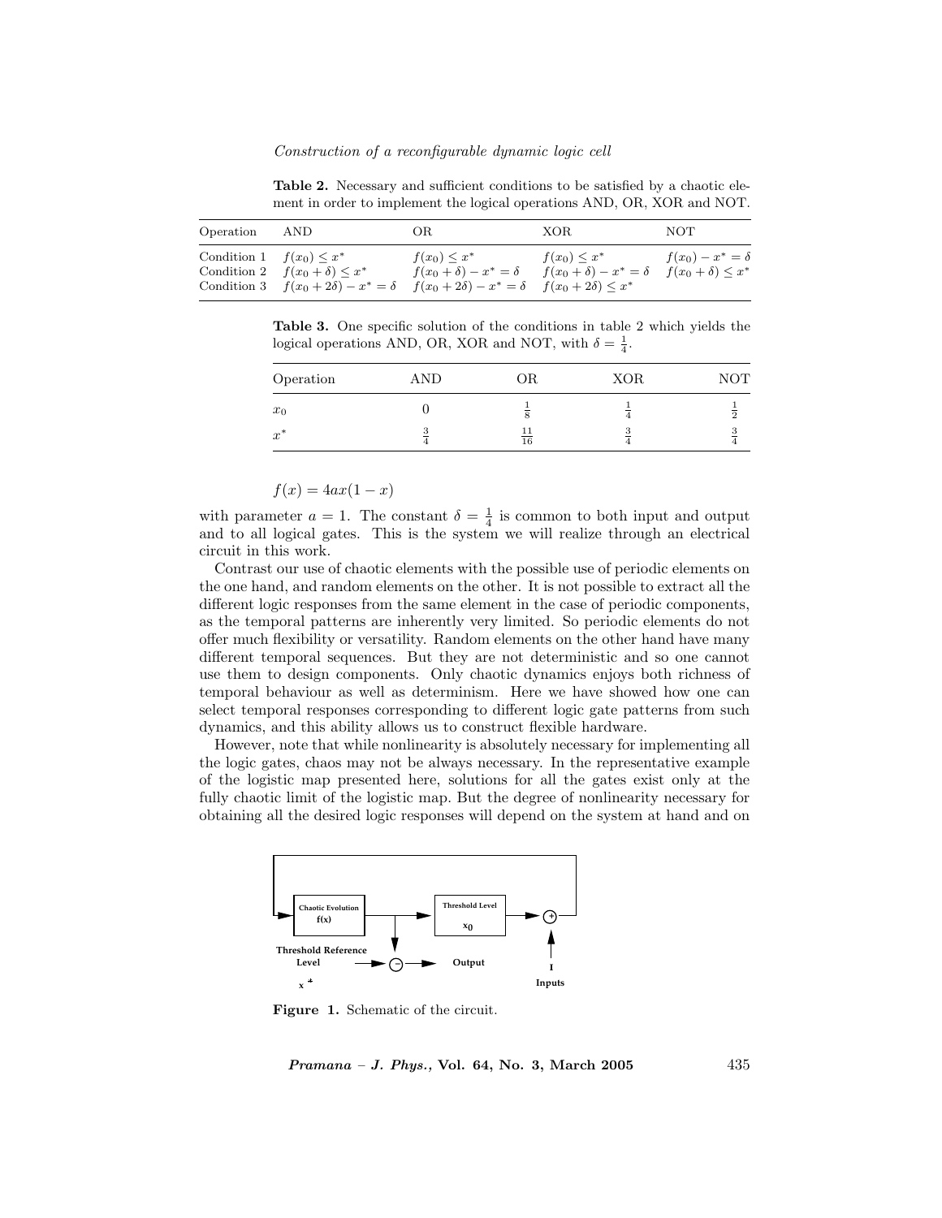**Table 2.** Necessary and sufficient conditions to be satisfied by a chaotic element in order to implement the logical operations AND, OR, XOR and NOT.

| Operation | AND | OR | XOR | NOT |
|---|---|---|---|---|
| Condition 1 | $f(x_0) \leq x^*$ | $f(x_0) \leq x^*$ | $f(x_0) \leq x^*$ | $f(x_0) - x^* = \delta$ |
| Condition 2 | $f(x_0 + \delta) \leq x^*$ | $f(x_0 + \delta) - x^* = \delta$ | $f(x_0 + \delta) - x^* = \delta$ | $f(x_0 + \delta) \leq x^*$ |
| Condition 3 | $f(x_0 + 2\delta) - x^* = \delta$ | $f(x_0 + 2\delta) - x^* = \delta$ | $f(x_0 + 2\delta) \leq x^*$ | |

**Table 3.** One specific solution of the conditions in table 2 which yields the logical operations AND, OR, XOR and NOT, with $\delta = \frac{1}{4}$.

| Operation | AND | OR | XOR | NOT |
|---|---|---|---|---|
| $x_0$ | $0$ | $\frac{1}{8}$ | $\frac{1}{4}$ | $\frac{1}{2}$ |
| $x^*$ | $\frac{3}{4}$ | $\frac{11}{16}$ | $\frac{3}{4}$ | $\frac{3}{4}$ |

$$f(x) = 4ax(1 - x)$$

with parameter $a = 1$. The constant $\delta = \frac{1}{4}$ is common to both input and output and to all logical gates. This is the system we will realize through an electrical circuit in this work.

Contrast our use of chaotic elements with the possible use of periodic elements on the one hand, and random elements on the other. It is not possible to extract all the different logic responses from the same element in the case of periodic components, as the temporal patterns are inherently very limited. So periodic elements do not offer much flexibility or versatility. Random elements on the other hand have many different temporal sequences. But they are not deterministic and so one cannot use them to design components. Only chaotic dynamics enjoys both richness of temporal behaviour as well as determinism. Here we have showed how one can select temporal responses corresponding to different logic gate patterns from such dynamics, and this ability allows us to construct flexible hardware.

However, note that while nonlinearity is absolutely necessary for implementing all the logic gates, chaos may not be always necessary. In the representative example of the logistic map presented here, solutions for all the gates exist only at the fully chaotic limit of the logistic map. But the degree of nonlinearity necessary for obtaining all the desired logic responses will depend on the system at hand and on

Chaotic Evolution
f(x)
Threshold Level
$x_0$
Threshold Reference Level
$x^*$
Output
I
Inputs

**Figure 1.** Schematic of the circuit.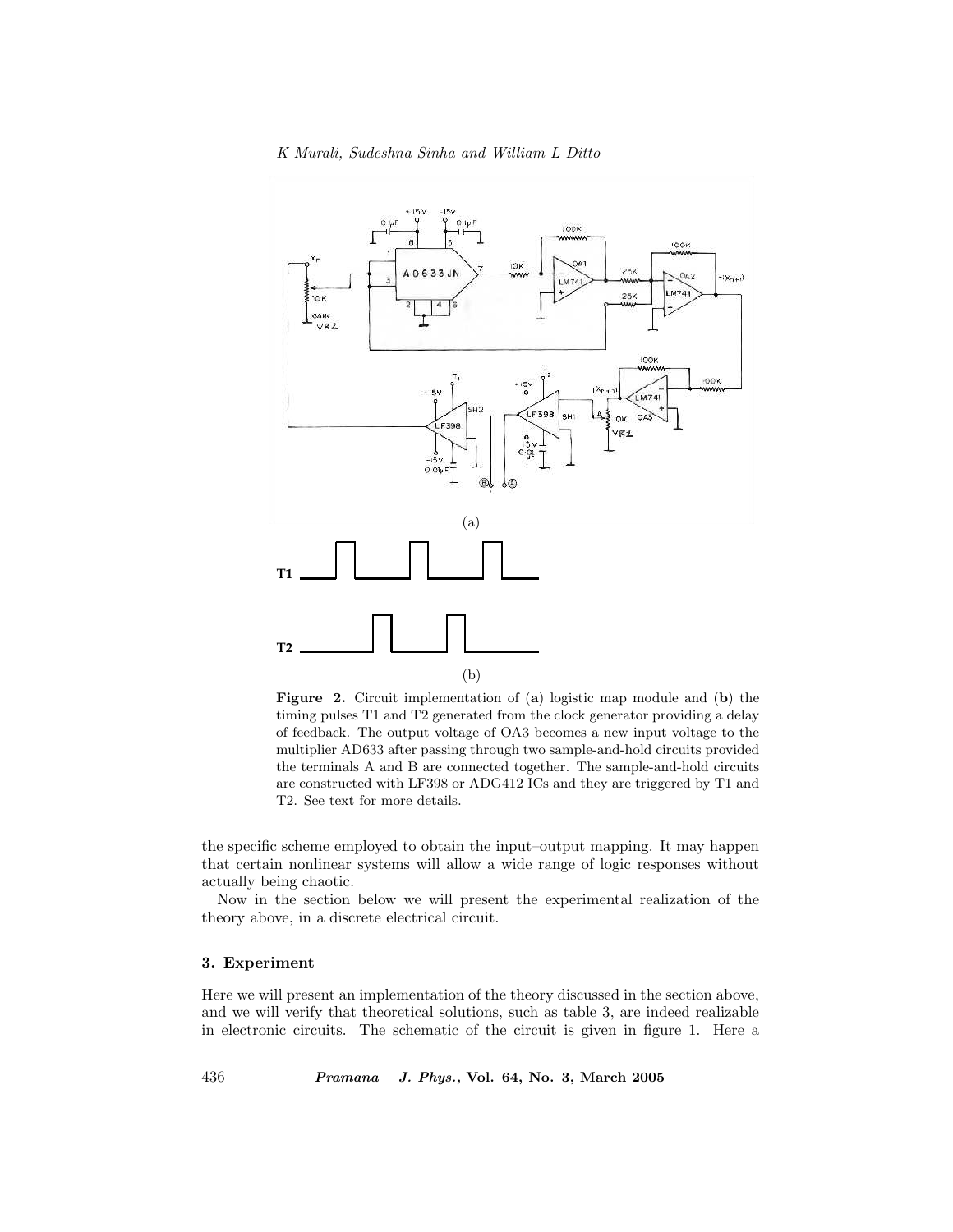(a)

T1

T2

(b)

**Figure 2.** Circuit implementation of (**a**) logistic map module and (**b**) the timing pulses T1 and T2 generated from the clock generator providing a delay of feedback. The output voltage of OA3 becomes a new input voltage to the multiplier AD633 after passing through two sample-and-hold circuits provided the terminals A and B are connected together. The sample-and-hold circuits are constructed with LF398 or ADG412 ICs and they are triggered by T1 and T2. See text for more details.

the specific scheme employed to obtain the input–output mapping. It may happen that certain nonlinear systems will allow a wide range of logic responses without actually being chaotic.

Now in the section below we will present the experimental realization of the theory above, in a discrete electrical circuit.

### 3. Experiment

Here we will present an implementation of the theory discussed in the section above, and we will verify that theoretical solutions, such as table 3, are indeed realizable in electronic circuits. The schematic of the circuit is given in figure 1. Here a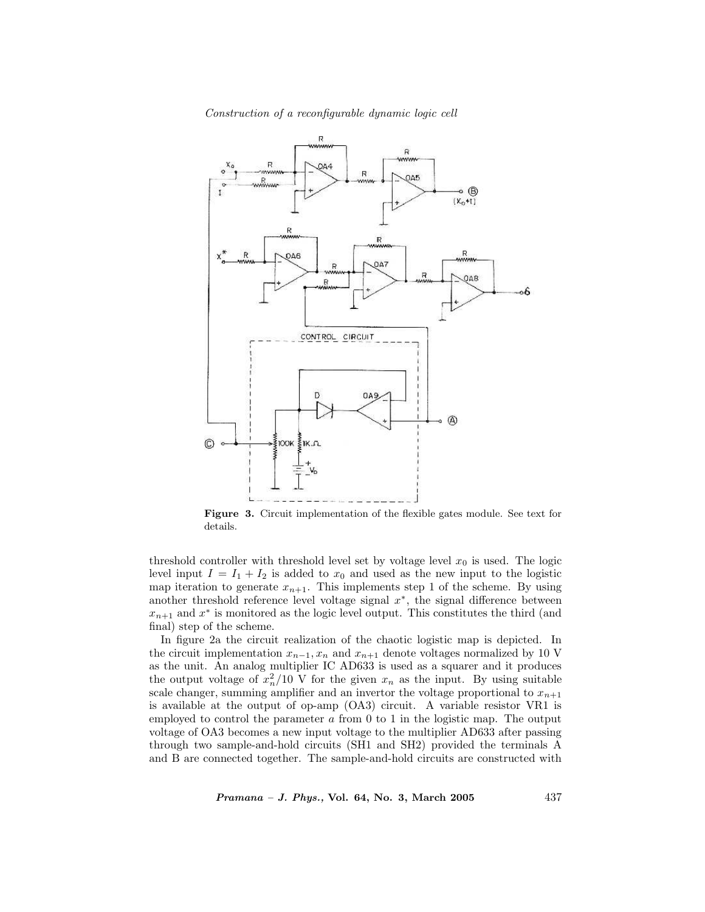**Figure 3.** Circuit implementation of the flexible gates module. See text for details.

threshold controller with threshold level set by voltage level $x_0$ is used. The logic level input $I = I_1 + I_2$ is added to $x_0$ and used as the new input to the logistic map iteration to generate $x_{n+1}$. This implements step 1 of the scheme. By using another threshold reference level voltage signal $x^*$, the signal difference between $x_{n+1}$ and $x^*$ is monitored as the logic level output. This constitutes the third (and final) step of the scheme.

In figure 2a the circuit realization of the chaotic logistic map is depicted. In the circuit implementation $x_{n-1}, x_n$ and $x_{n+1}$ denote voltages normalized by 10 V as the unit. An analog multiplier IC AD633 is used as a squarer and it produces the output voltage of $x_n^2/10$ V for the given $x_n$ as the input. By using suitable scale changer, summing amplifier and an invertor the voltage proportional to $x_{n+1}$ is available at the output of op-amp (OA3) circuit. A variable resistor VR1 is employed to control the parameter $a$ from 0 to 1 in the logistic map. The output voltage of OA3 becomes a new input voltage to the multiplier AD633 after passing through two sample-and-hold circuits (SH1 and SH2) provided the terminals A and B are connected together. The sample-and-hold circuits are constructed with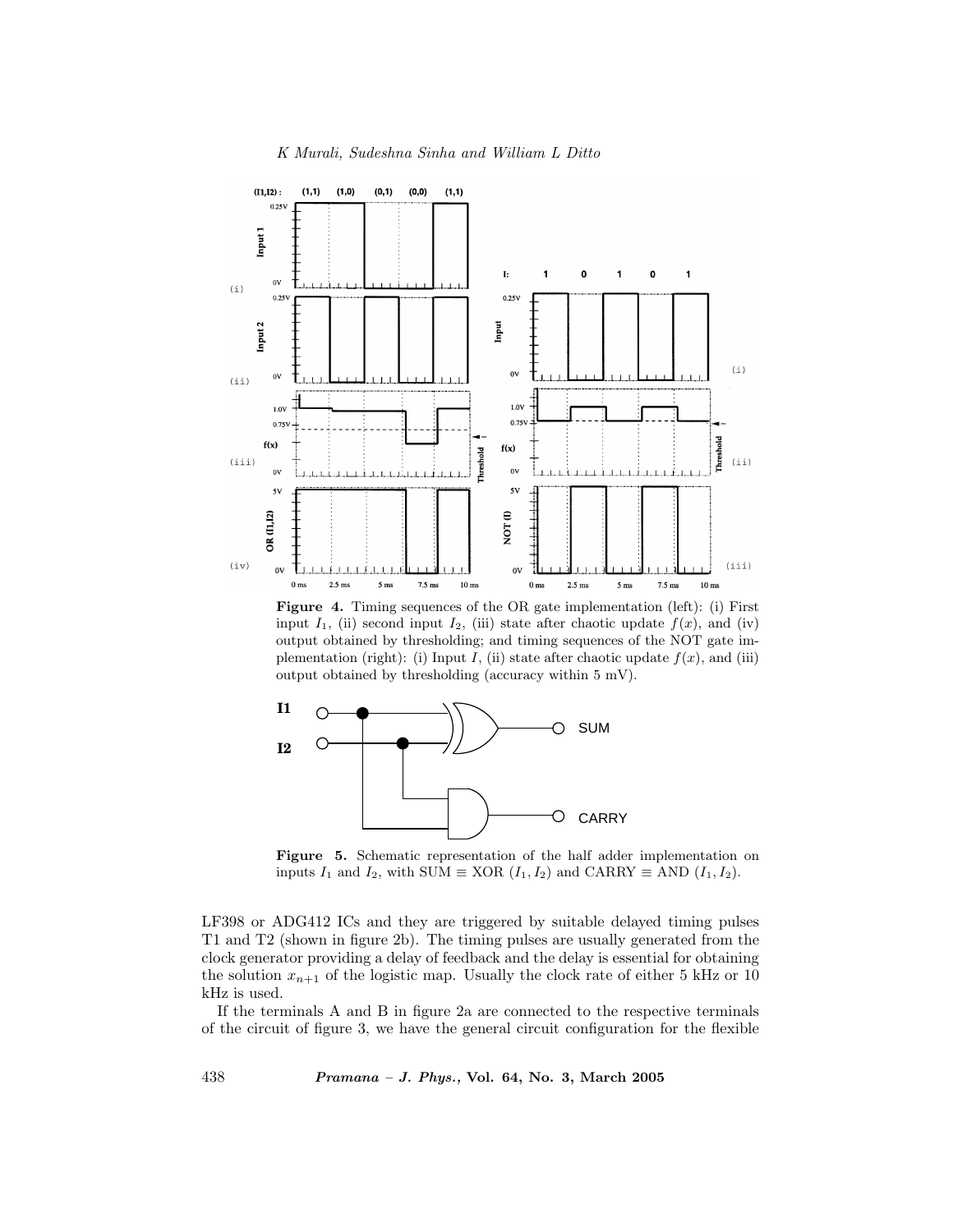(I1,I2) : (1,1) (1,0) (0,1) (0,0) (1,1)

0.25V

Input 1

0V

(i)

0.25V

Input 2

0V

(ii)

1.0V

0.75V

f(x)

0V

Threshold

(iii)

5V

OR (I1,I2)

0V

(iv)

0 ms 2.5 ms 5 ms 7.5 ms 10 ms

I: 1 0 1 0 1

0.25V

Input

0V

(i)

1.0V

0.75V

f(x)

0V

Threshold

(ii)

5V

NOT (I)

0V

(iii)

0 ms 2.5 ms 5 ms 7.5 ms 10 ms

**Figure 4.** Timing sequences of the OR gate implementation (left): (i) First input $I_1$, (ii) second input $I_2$, (iii) state after chaotic update $f(x)$, and (iv) output obtained by thresholding; and timing sequences of the NOT gate implementation (right): (i) Input $I$, (ii) state after chaotic update $f(x)$, and (iii) output obtained by thresholding (accuracy within 5 mV).

I1

I2

SUM

CARRY

**Figure 5.** Schematic representation of the half adder implementation on inputs $I_1$ and $I_2$, with SUM $\equiv$ XOR $(I_1, I_2)$ and CARRY $\equiv$ AND $(I_1, I_2)$.

LF398 or ADG412 ICs and they are triggered by suitable delayed timing pulses T1 and T2 (shown in figure 2b). The timing pulses are usually generated from the clock generator providing a delay of feedback and the delay is essential for obtaining the solution $x_{n+1}$ of the logistic map. Usually the clock rate of either 5 kHz or 10 kHz is used.

If the terminals A and B in figure 2a are connected to the respective terminals of the circuit of figure 3, we have the general circuit configuration for the flexible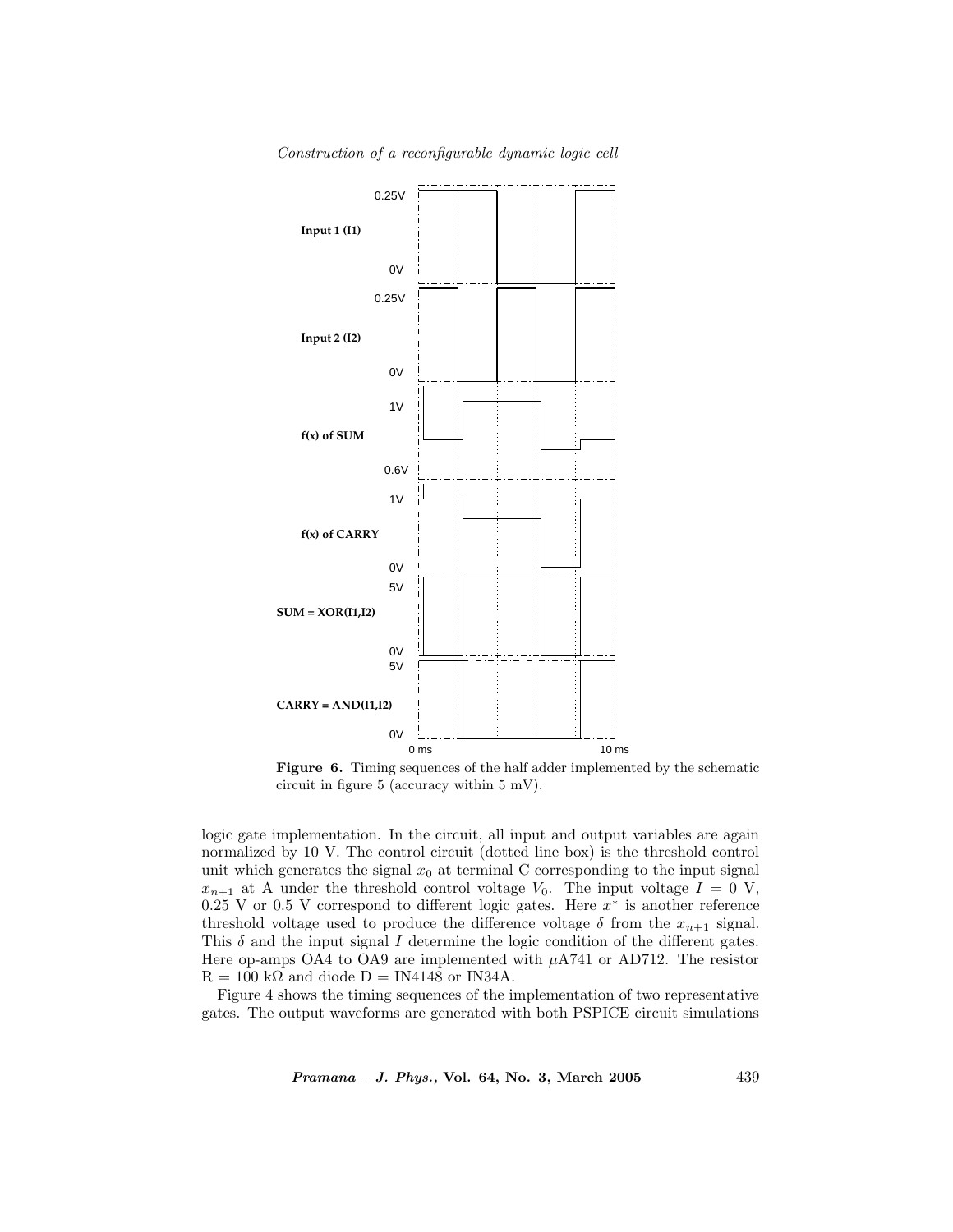0.25V

Input 1 (I1)

0V

0.25V

Input 2 (I2)

0V

1V

f(x) of SUM

0.6V

1V

f(x) of CARRY

0V

5V

SUM = XOR(I1,I2)

0V

5V

CARRY = AND(I1,I2)

0V

0 ms

10 ms

**Figure 6.** Timing sequences of the half adder implemented by the schematic circuit in figure 5 (accuracy within 5 mV).

logic gate implementation. In the circuit, all input and output variables are again normalized by 10 V. The control circuit (dotted line box) is the threshold control unit which generates the signal $x_0$ at terminal C corresponding to the input signal $x_{n+1}$ at A under the threshold control voltage $V_0$. The input voltage $I = 0$ V, 0.25 V or 0.5 V correspond to different logic gates. Here $x^*$ is another reference threshold voltage used to produce the difference voltage $\delta$ from the $x_{n+1}$ signal. This $\delta$ and the input signal $I$ determine the logic condition of the different gates. Here op-amps OA4 to OA9 are implemented with $\mu$A741 or AD712. The resistor R = 100 k$\Omega$ and diode D = IN4148 or IN34A.

Figure 4 shows the timing sequences of the implementation of two representative gates. The output waveforms are generated with both PSPICE circuit simulations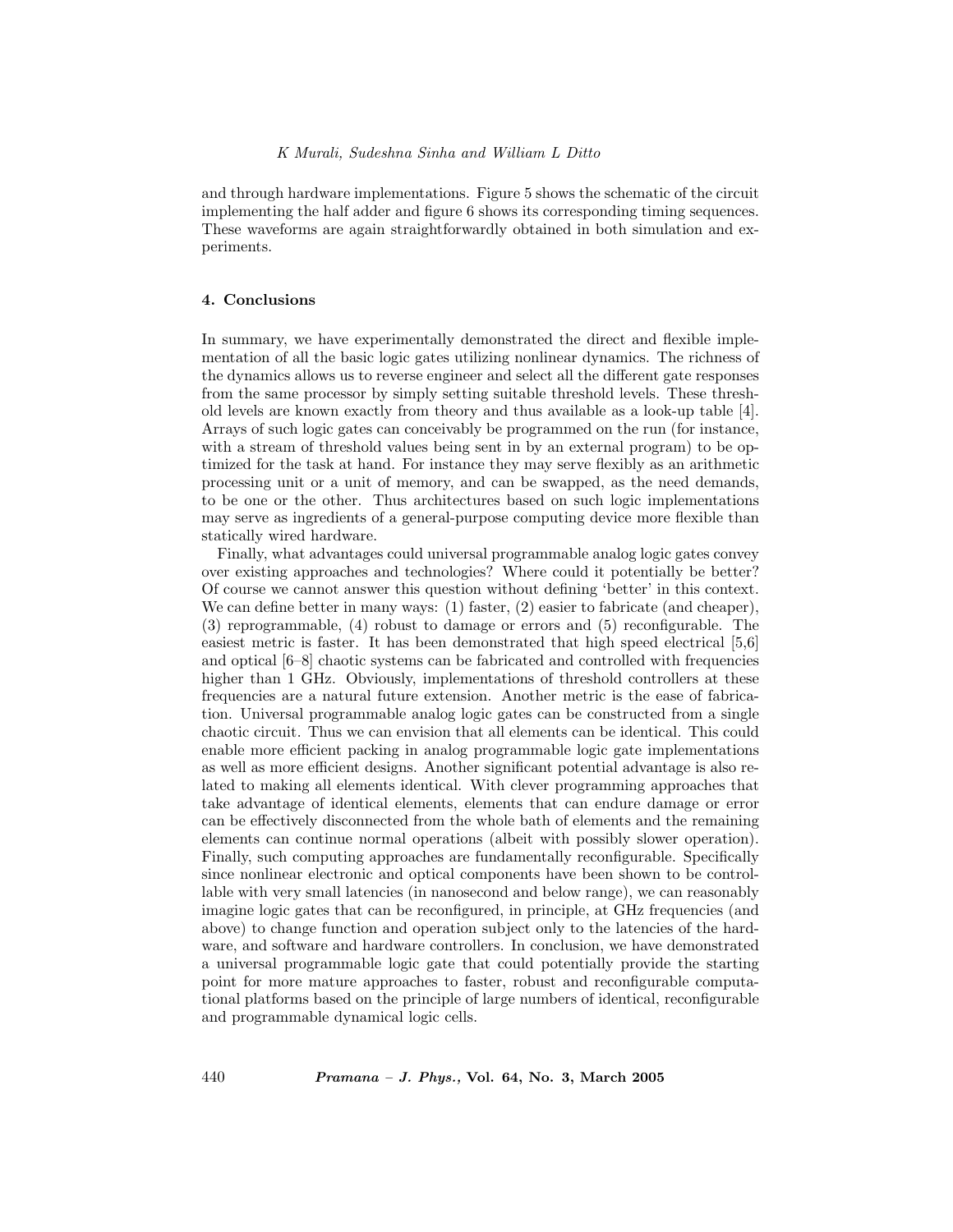and through hardware implementations. Figure 5 shows the schematic of the circuit implementing the half adder and figure 6 shows its corresponding timing sequences. These waveforms are again straightforwardly obtained in both simulation and experiments.

## 4. Conclusions

In summary, we have experimentally demonstrated the direct and flexible implementation of all the basic logic gates utilizing nonlinear dynamics. The richness of the dynamics allows us to reverse engineer and select all the different gate responses from the same processor by simply setting suitable threshold levels. These threshold levels are known exactly from theory and thus available as a look-up table [4]. Arrays of such logic gates can conceivably be programmed on the run (for instance, with a stream of threshold values being sent in by an external program) to be optimized for the task at hand. For instance they may serve flexibly as an arithmetic processing unit or a unit of memory, and can be swapped, as the need demands, to be one or the other. Thus architectures based on such logic implementations may serve as ingredients of a general-purpose computing device more flexible than statically wired hardware.

Finally, what advantages could universal programmable analog logic gates convey over existing approaches and technologies? Where could it potentially be better? Of course we cannot answer this question without defining 'better' in this context. We can define better in many ways: (1) faster, (2) easier to fabricate (and cheaper), (3) reprogrammable, (4) robust to damage or errors and (5) reconfigurable. The easiest metric is faster. It has been demonstrated that high speed electrical [5,6] and optical [6–8] chaotic systems can be fabricated and controlled with frequencies higher than 1 GHz. Obviously, implementations of threshold controllers at these frequencies are a natural future extension. Another metric is the ease of fabrication. Universal programmable analog logic gates can be constructed from a single chaotic circuit. Thus we can envision that all elements can be identical. This could enable more efficient packing in analog programmable logic gate implementations as well as more efficient designs. Another significant potential advantage is also related to making all elements identical. With clever programming approaches that take advantage of identical elements, elements that can endure damage or error can be effectively disconnected from the whole bath of elements and the remaining elements can continue normal operations (albeit with possibly slower operation). Finally, such computing approaches are fundamentally reconfigurable. Specifically since nonlinear electronic and optical components have been shown to be controllable with very small latencies (in nanosecond and below range), we can reasonably imagine logic gates that can be reconfigured, in principle, at GHz frequencies (and above) to change function and operation subject only to the latencies of the hardware, and software and hardware controllers. In conclusion, we have demonstrated a universal programmable logic gate that could potentially provide the starting point for more mature approaches to faster, robust and reconfigurable computational platforms based on the principle of large numbers of identical, reconfigurable and programmable dynamical logic cells.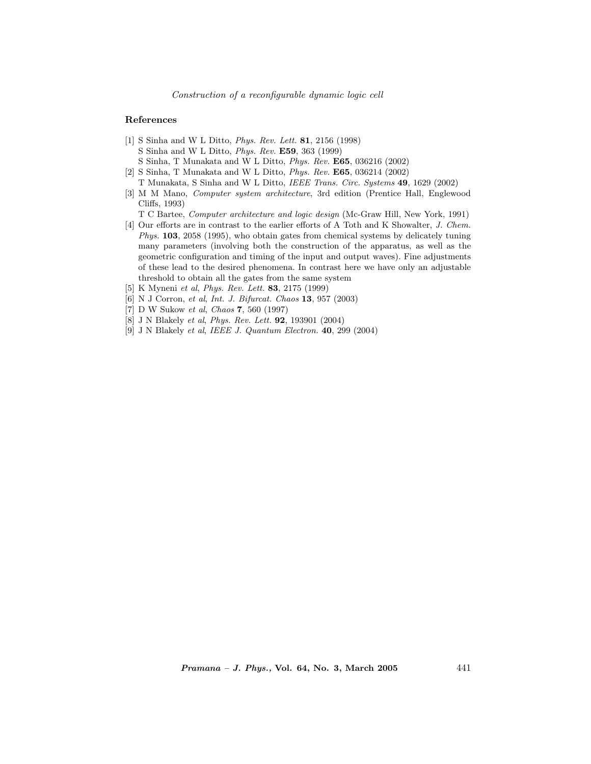## References

[1] S Sinha and W L Ditto, *Phys. Rev. Lett.* **81**, 2156 (1998)
S Sinha and W L Ditto, *Phys. Rev.* **E59**, 363 (1999)
S Sinha, T Munakata and W L Ditto, *Phys. Rev.* **E65**, 036216 (2002)

[2] S Sinha, T Munakata and W L Ditto, *Phys. Rev.* **E65**, 036214 (2002)
T Munakata, S Sinha and W L Ditto, *IEEE Trans. Circ. Systems* **49**, 1629 (2002)

[3] M M Mano, *Computer system architecture*, 3rd edition (Prentice Hall, Englewood Cliffs, 1993)
T C Bartee, *Computer architecture and logic design* (Mc-Graw Hill, New York, 1991)

[4] Our efforts are in contrast to the earlier efforts of A Toth and K Showalter, *J. Chem. Phys.* **103**, 2058 (1995), who obtain gates from chemical systems by delicately tuning many parameters (involving both the construction of the apparatus, as well as the geometric configuration and timing of the input and output waves). Fine adjustments of these lead to the desired phenomena. In contrast here we have only an adjustable threshold to obtain all the gates from the same system

[5] K Myneni *et al*, *Phys. Rev. Lett.* **83**, 2175 (1999)

[6] N J Corron, *et al*, *Int. J. Bifurcat. Chaos* **13**, 957 (2003)

[7] D W Sukow *et al*, *Chaos* **7**, 560 (1997)

[8] J N Blakely *et al*, *Phys. Rev. Lett.* **92**, 193901 (2004)

[9] J N Blakely *et al*, *IEEE J. Quantum Electron.* **40**, 299 (2004)